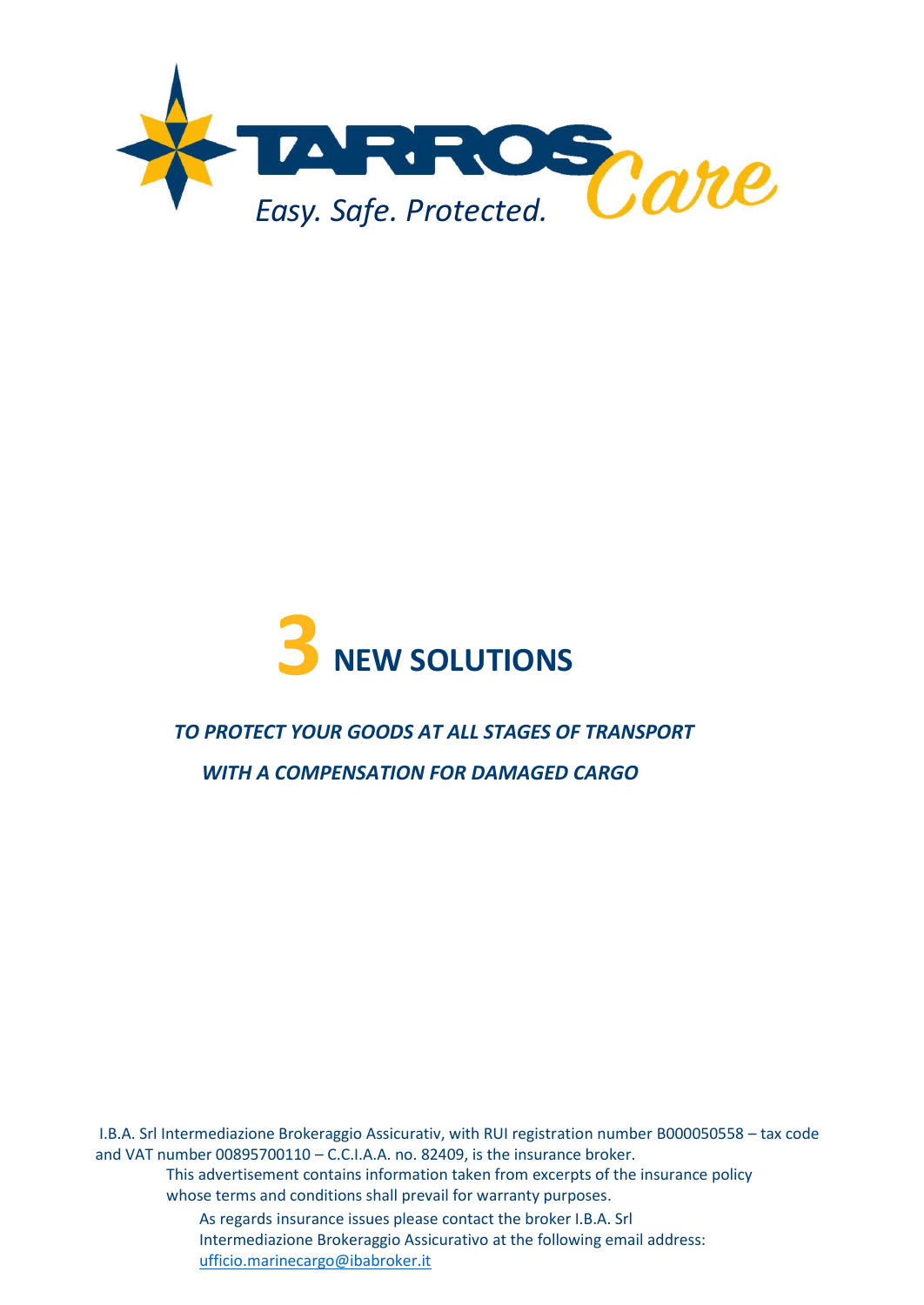TARROS Care

*Easy. Safe. Protected.*

# 3 NEW SOLUTIONS

***TO PROTECT YOUR GOODS AT ALL STAGES OF TRANSPORT***

***WITH A COMPENSATION FOR DAMAGED CARGO***

I.B.A. Srl Intermediazione Brokeraggio Assicurativ, with RUI registration number B000050558 – tax code and VAT number 00895700110 – C.C.I.A.A. no. 82409, is the insurance broker.

This advertisement contains information taken from excerpts of the insurance policy whose terms and conditions shall prevail for warranty purposes.

As regards insurance issues please contact the broker I.B.A. Srl Intermediazione Brokeraggio Assicurativo at the following email address: ufficio.marinecargo@ibabroker.it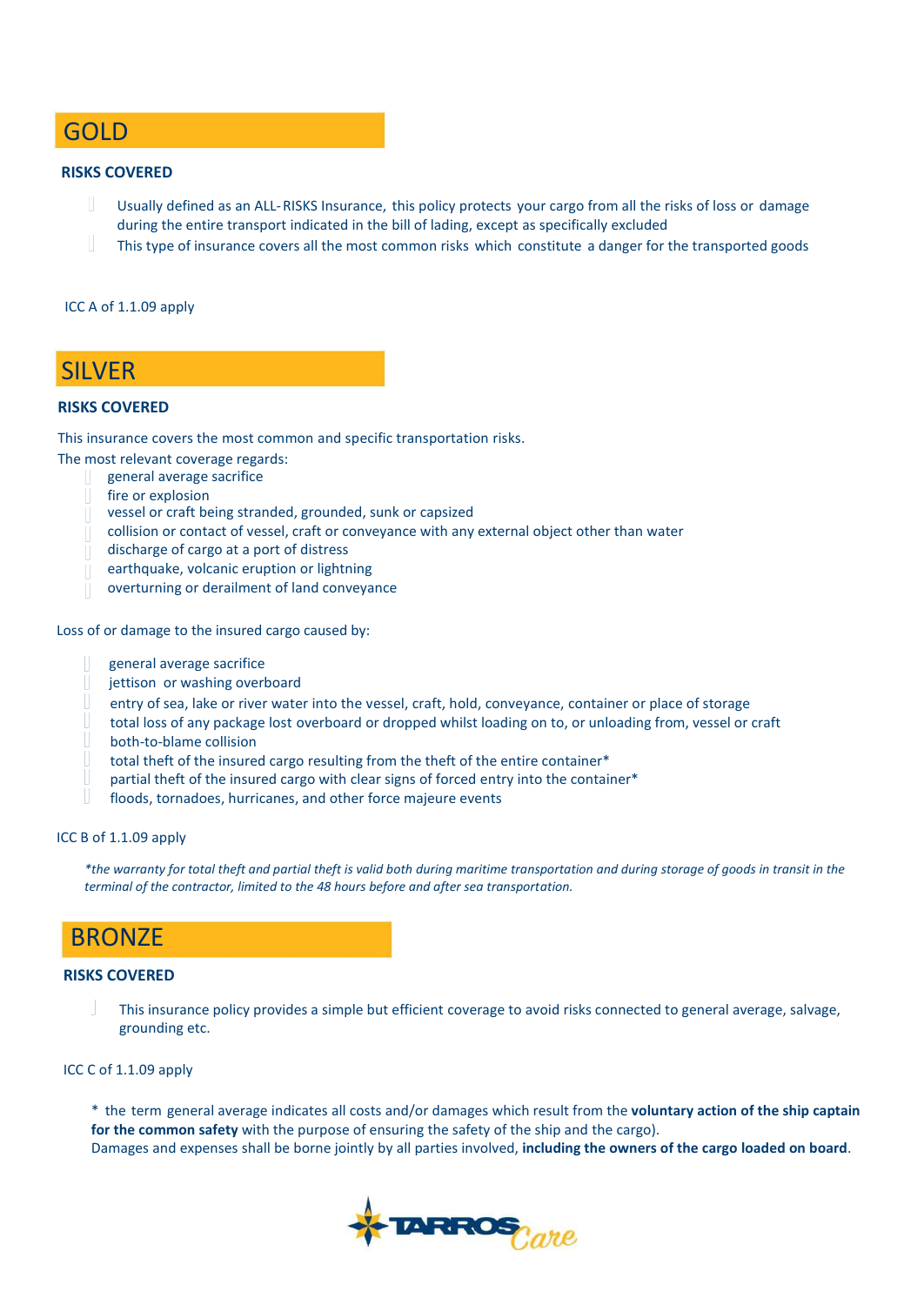## GOLD

### RISKS COVERED

- Usually defined as an ALL-RISKS Insurance, this policy protects your cargo from all the risks of loss or damage during the entire transport indicated in the bill of lading, except as specifically excluded
- This type of insurance covers all the most common risks which constitute a danger for the transported goods

ICC A of 1.1.09 apply

## SILVER

### RISKS COVERED

This insurance covers the most common and specific transportation risks.

The most relevant coverage regards:

- general average sacrifice
- fire or explosion
- vessel or craft being stranded, grounded, sunk or capsized
- collision or contact of vessel, craft or conveyance with any external object other than water
- discharge of cargo at a port of distress
- earthquake, volcanic eruption or lightning
- overturning or derailment of land conveyance

Loss of or damage to the insured cargo caused by:

- general average sacrifice
- jettison or washing overboard
- entry of sea, lake or river water into the vessel, craft, hold, conveyance, container or place of storage
- total loss of any package lost overboard or dropped whilst loading on to, or unloading from, vessel or craft
- both-to-blame collision
- total theft of the insured cargo resulting from the theft of the entire container*
- partial theft of the insured cargo with clear signs of forced entry into the container*
- floods, tornadoes, hurricanes, and other force majeure events

ICC B of 1.1.09 apply

*\*the warranty for total theft and partial theft is valid both during maritime transportation and during storage of goods in transit in the terminal of the contractor, limited to the 48 hours before and after sea transportation.*

## BRONZE

### RISKS COVERED

- This insurance policy provides a simple but efficient coverage to avoid risks connected to general average, salvage, grounding etc.

ICC C of 1.1.09 apply

\* the term general average indicates all costs and/or damages which result from the **voluntary action of the ship captain for the common safety** with the purpose of ensuring the safety of the ship and the cargo).
Damages and expenses shall be borne jointly by all parties involved, **including the owners of the cargo loaded on board**.

TARROS Care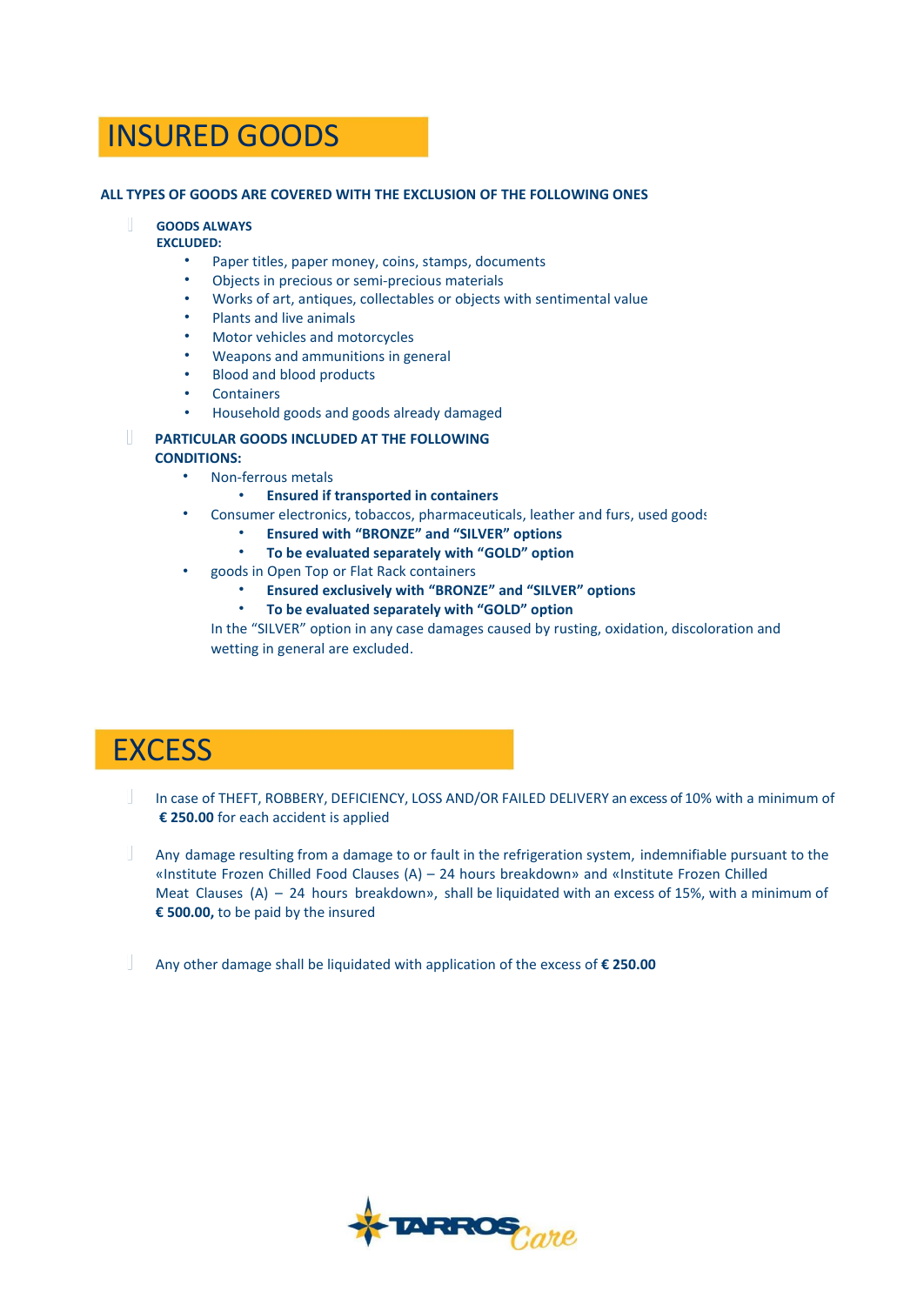# INSURED GOODS

**ALL TYPES OF GOODS ARE COVERED WITH THE EXCLUSION OF THE FOLLOWING ONES**

- **GOODS ALWAYS EXCLUDED:**
  - Paper titles, paper money, coins, stamps, documents
  - Objects in precious or semi-precious materials
  - Works of art, antiques, collectables or objects with sentimental value
  - Plants and live animals
  - Motor vehicles and motorcycles
  - Weapons and ammunitions in general
  - Blood and blood products
  - Containers
  - Household goods and goods already damaged
- **PARTICULAR GOODS INCLUDED AT THE FOLLOWING CONDITIONS:**
  - Non-ferrous metals
    - **Ensured if transported in containers**
  - Consumer electronics, tobaccos, pharmaceuticals, leather and furs, used goods
    - **Ensured with "BRONZE" and "SILVER" options**
    - **To be evaluated separately with "GOLD" option**
  - goods in Open Top or Flat Rack containers
    - **Ensured exclusively with "BRONZE" and "SILVER" options**
    - **To be evaluated separately with "GOLD" option**

  In the "SILVER" option in any case damages caused by rusting, oxidation, discoloration and wetting in general are excluded.

# EXCESS

- In case of THEFT, ROBBERY, DEFICIENCY, LOSS AND/OR FAILED DELIVERY an excess of 10% with a minimum of **€ 250.00** for each accident is applied
- Any damage resulting from a damage to or fault in the refrigeration system, indemnifiable pursuant to the «Institute Frozen Chilled Food Clauses (A) – 24 hours breakdown» and «Institute Frozen Chilled Meat Clauses (A) – 24 hours breakdown», shall be liquidated with an excess of 15%, with a minimum of **€ 500.00,** to be paid by the insured
- Any other damage shall be liquidated with application of the excess of **€ 250.00**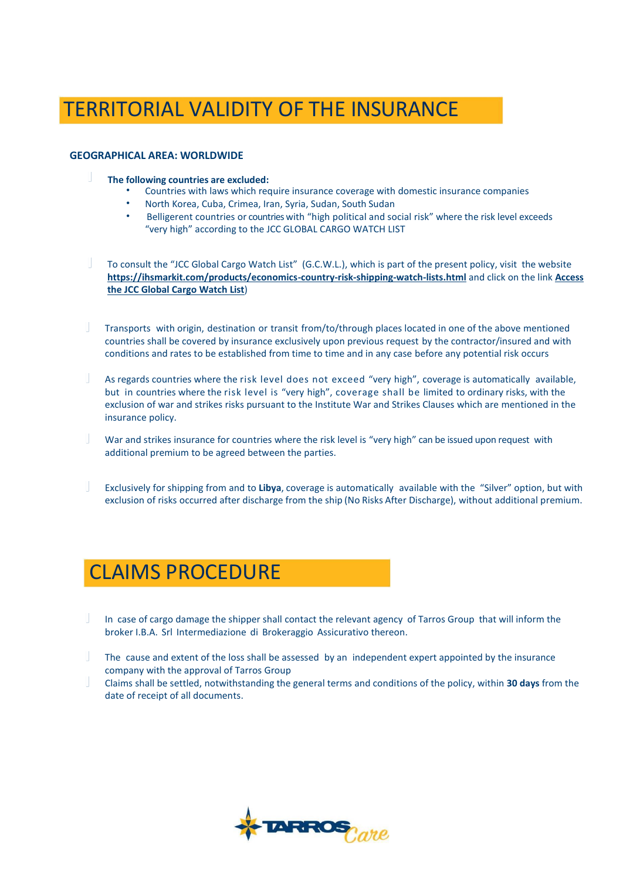# TERRITORIAL VALIDITY OF THE INSURANCE

**GEOGRAPHICAL AREA: WORLDWIDE**

**The following countries are excluded:**

- Countries with laws which require insurance coverage with domestic insurance companies
- North Korea, Cuba, Crimea, Iran, Syria, Sudan, South Sudan
- Belligerent countries or countries with "high political and social risk" where the risk level exceeds "very high" according to the JCC GLOBAL CARGO WATCH LIST

To consult the "JCC Global Cargo Watch List" (G.C.W.L.), which is part of the present policy, visit the website **https://ihsmarkit.com/products/economics-country-risk-shipping-watch-lists.html** and click on the link **Access the JCC Global Cargo Watch List**)

Transports with origin, destination or transit from/to/through places located in one of the above mentioned countries shall be covered by insurance exclusively upon previous request by the contractor/insured and with conditions and rates to be established from time to time and in any case before any potential risk occurs

As regards countries where the risk level does not exceed "very high", coverage is automatically available, but in countries where the risk level is "very high", coverage shall be limited to ordinary risks, with the exclusion of war and strikes risks pursuant to the Institute War and Strikes Clauses which are mentioned in the insurance policy.

War and strikes insurance for countries where the risk level is "very high" can be issued upon request with additional premium to be agreed between the parties.

Exclusively for shipping from and to **Libya**, coverage is automatically available with the "Silver" option, but with exclusion of risks occurred after discharge from the ship (No Risks After Discharge), without additional premium.

# CLAIMS PROCEDURE

In case of cargo damage the shipper shall contact the relevant agency of Tarros Group that will inform the broker I.B.A. Srl Intermediazione di Brokeraggio Assicurativo thereon.

The cause and extent of the loss shall be assessed by an independent expert appointed by the insurance company with the approval of Tarros Group

Claims shall be settled, notwithstanding the general terms and conditions of the policy, within **30 days** from the date of receipt of all documents.